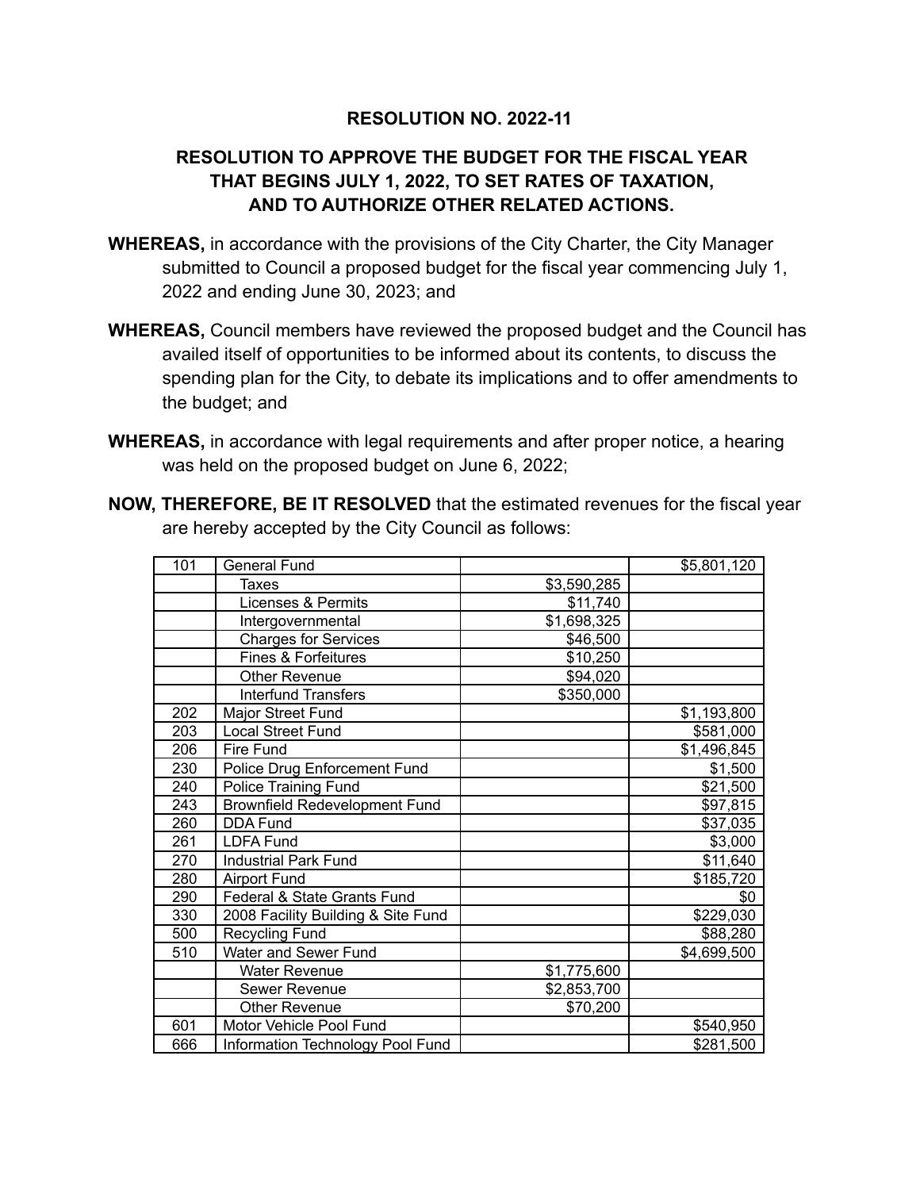# RESOLUTION NO. 2022-11

## RESOLUTION TO APPROVE THE BUDGET FOR THE FISCAL YEAR THAT BEGINS JULY 1, 2022, TO SET RATES OF TAXATION, AND TO AUTHORIZE OTHER RELATED ACTIONS.

**WHEREAS,** in accordance with the provisions of the City Charter, the City Manager submitted to Council a proposed budget for the fiscal year commencing July 1, 2022 and ending June 30, 2023; and

**WHEREAS,** Council members have reviewed the proposed budget and the Council has availed itself of opportunities to be informed about its contents, to discuss the spending plan for the City, to debate its implications and to offer amendments to the budget; and

**WHEREAS,** in accordance with legal requirements and after proper notice, a hearing was held on the proposed budget on June 6, 2022;

**NOW, THEREFORE, BE IT RESOLVED** that the estimated revenues for the fiscal year are hereby accepted by the City Council as follows:

| | | | |
|---|---|---|---|
| 101 | General Fund | | $5,801,120 |
| | Taxes | $3,590,285 | |
| | Licenses & Permits | $11,740 | |
| | Intergovernmental | $1,698,325 | |
| | Charges for Services | $46,500 | |
| | Fines & Forfeitures | $10,250 | |
| | Other Revenue | $94,020 | |
| | Interfund Transfers | $350,000 | |
| 202 | Major Street Fund | | $1,193,800 |
| 203 | Local Street Fund | | $581,000 |
| 206 | Fire Fund | | $1,496,845 |
| 230 | Police Drug Enforcement Fund | | $1,500 |
| 240 | Police Training Fund | | $21,500 |
| 243 | Brownfield Redevelopment Fund | | $97,815 |
| 260 | DDA Fund | | $37,035 |
| 261 | LDFA Fund | | $3,000 |
| 270 | Industrial Park Fund | | $11,640 |
| 280 | Airport Fund | | $185,720 |
| 290 | Federal & State Grants Fund | | $0 |
| 330 | 2008 Facility Building & Site Fund | | $229,030 |
| 500 | Recycling Fund | | $88,280 |
| 510 | Water and Sewer Fund | | $4,699,500 |
| | Water Revenue | $1,775,600 | |
| | Sewer Revenue | $2,853,700 | |
| | Other Revenue | $70,200 | |
| 601 | Motor Vehicle Pool Fund | | $540,950 |
| 666 | Information Technology Pool Fund | | $281,500 |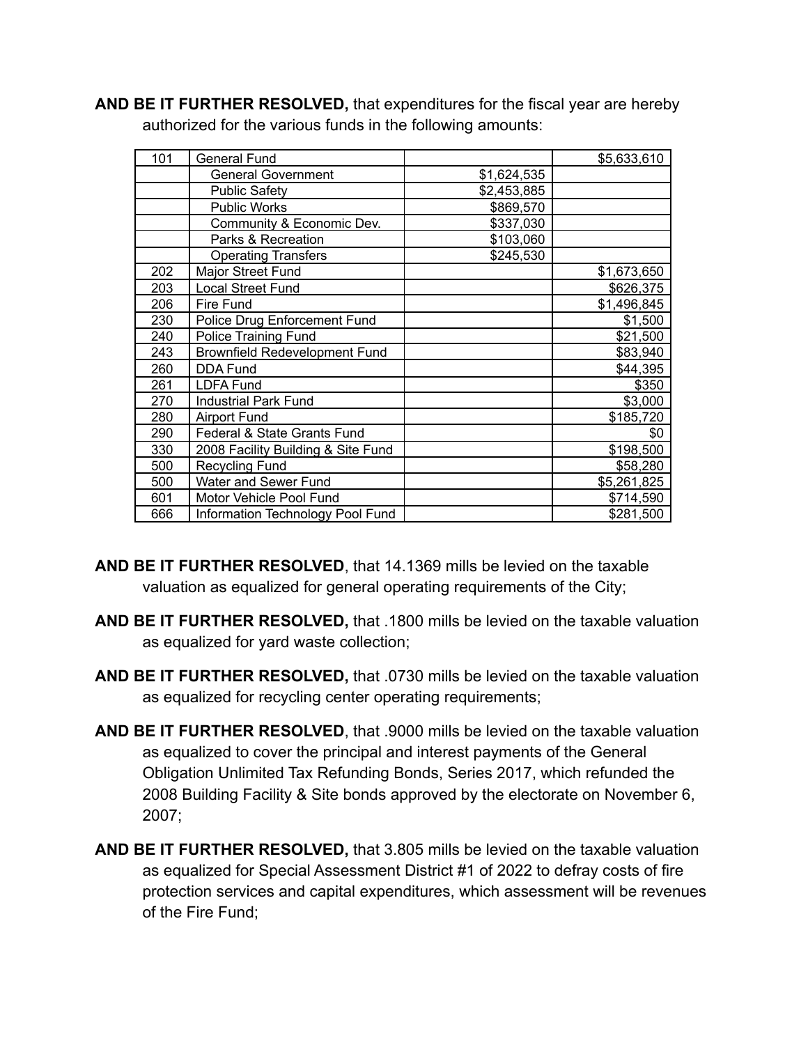**AND BE IT FURTHER RESOLVED,** that expenditures for the fiscal year are hereby authorized for the various funds in the following amounts:

| | | | |
|---|---|---|---|
| 101 | General Fund | | $5,633,610 |
| | General Government | $1,624,535 | |
| | Public Safety | $2,453,885 | |
| | Public Works | $869,570 | |
| | Community & Economic Dev. | $337,030 | |
| | Parks & Recreation | $103,060 | |
| | Operating Transfers | $245,530 | |
| 202 | Major Street Fund | | $1,673,650 |
| 203 | Local Street Fund | | $626,375 |
| 206 | Fire Fund | | $1,496,845 |
| 230 | Police Drug Enforcement Fund | | $1,500 |
| 240 | Police Training Fund | | $21,500 |
| 243 | Brownfield Redevelopment Fund | | $83,940 |
| 260 | DDA Fund | | $44,395 |
| 261 | LDFA Fund | | $350 |
| 270 | Industrial Park Fund | | $3,000 |
| 280 | Airport Fund | | $185,720 |
| 290 | Federal & State Grants Fund | | $0 |
| 330 | 2008 Facility Building & Site Fund | | $198,500 |
| 500 | Recycling Fund | | $58,280 |
| 500 | Water and Sewer Fund | | $5,261,825 |
| 601 | Motor Vehicle Pool Fund | | $714,590 |
| 666 | Information Technology Pool Fund | | $281,500 |

**AND BE IT FURTHER RESOLVED**, that 14.1369 mills be levied on the taxable valuation as equalized for general operating requirements of the City;

**AND BE IT FURTHER RESOLVED,** that .1800 mills be levied on the taxable valuation as equalized for yard waste collection;

**AND BE IT FURTHER RESOLVED,** that .0730 mills be levied on the taxable valuation as equalized for recycling center operating requirements;

**AND BE IT FURTHER RESOLVED**, that .9000 mills be levied on the taxable valuation as equalized to cover the principal and interest payments of the General Obligation Unlimited Tax Refunding Bonds, Series 2017, which refunded the 2008 Building Facility & Site bonds approved by the electorate on November 6, 2007;

**AND BE IT FURTHER RESOLVED,** that 3.805 mills be levied on the taxable valuation as equalized for Special Assessment District #1 of 2022 to defray costs of fire protection services and capital expenditures, which assessment will be revenues of the Fire Fund;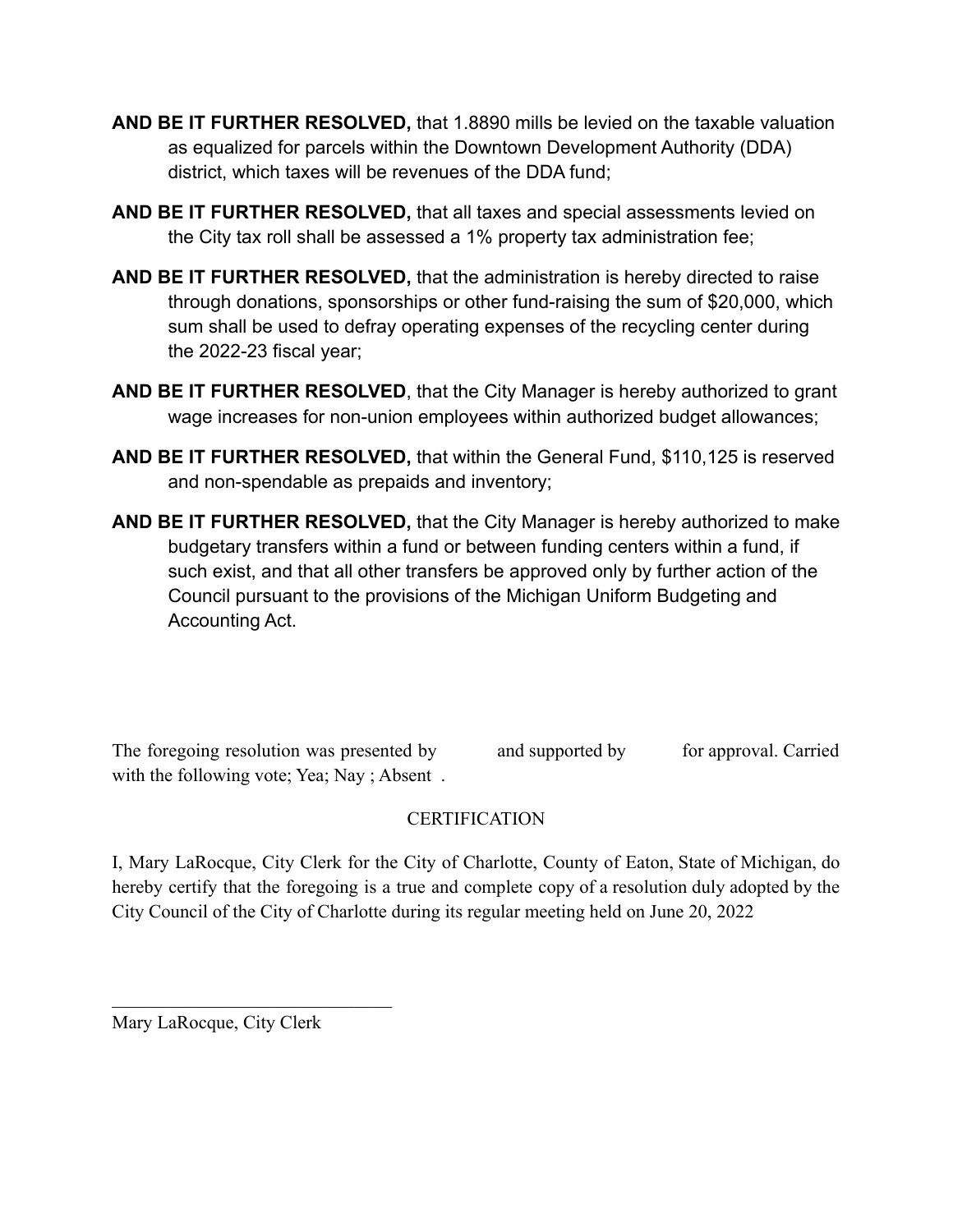**AND BE IT FURTHER RESOLVED,** that 1.8890 mills be levied on the taxable valuation as equalized for parcels within the Downtown Development Authority (DDA) district, which taxes will be revenues of the DDA fund;

**AND BE IT FURTHER RESOLVED,** that all taxes and special assessments levied on the City tax roll shall be assessed a 1% property tax administration fee;

**AND BE IT FURTHER RESOLVED,** that the administration is hereby directed to raise through donations, sponsorships or other fund-raising the sum of $20,000, which sum shall be used to defray operating expenses of the recycling center during the 2022-23 fiscal year;

**AND BE IT FURTHER RESOLVED**, that the City Manager is hereby authorized to grant wage increases for non-union employees within authorized budget allowances;

**AND BE IT FURTHER RESOLVED,** that within the General Fund, $110,125 is reserved and non-spendable as prepaids and inventory;

**AND BE IT FURTHER RESOLVED,** that the City Manager is hereby authorized to make budgetary transfers within a fund or between funding centers within a fund, if such exist, and that all other transfers be approved only by further action of the Council pursuant to the provisions of the Michigan Uniform Budgeting and Accounting Act.

The foregoing resolution was presented by and supported by for approval. Carried with the following vote; Yea; Nay ; Absent .

CERTIFICATION

I, Mary LaRocque, City Clerk for the City of Charlotte, County of Eaton, State of Michigan, do hereby certify that the foregoing is a true and complete copy of a resolution duly adopted by the City Council of the City of Charlotte during its regular meeting held on June 20, 2022

\_\_\_\_\_\_\_\_\_\_\_\_\_\_\_\_\_\_\_\_\_\_\_\_\_\_\_\_\_\_\_\_

Mary LaRocque, City Clerk